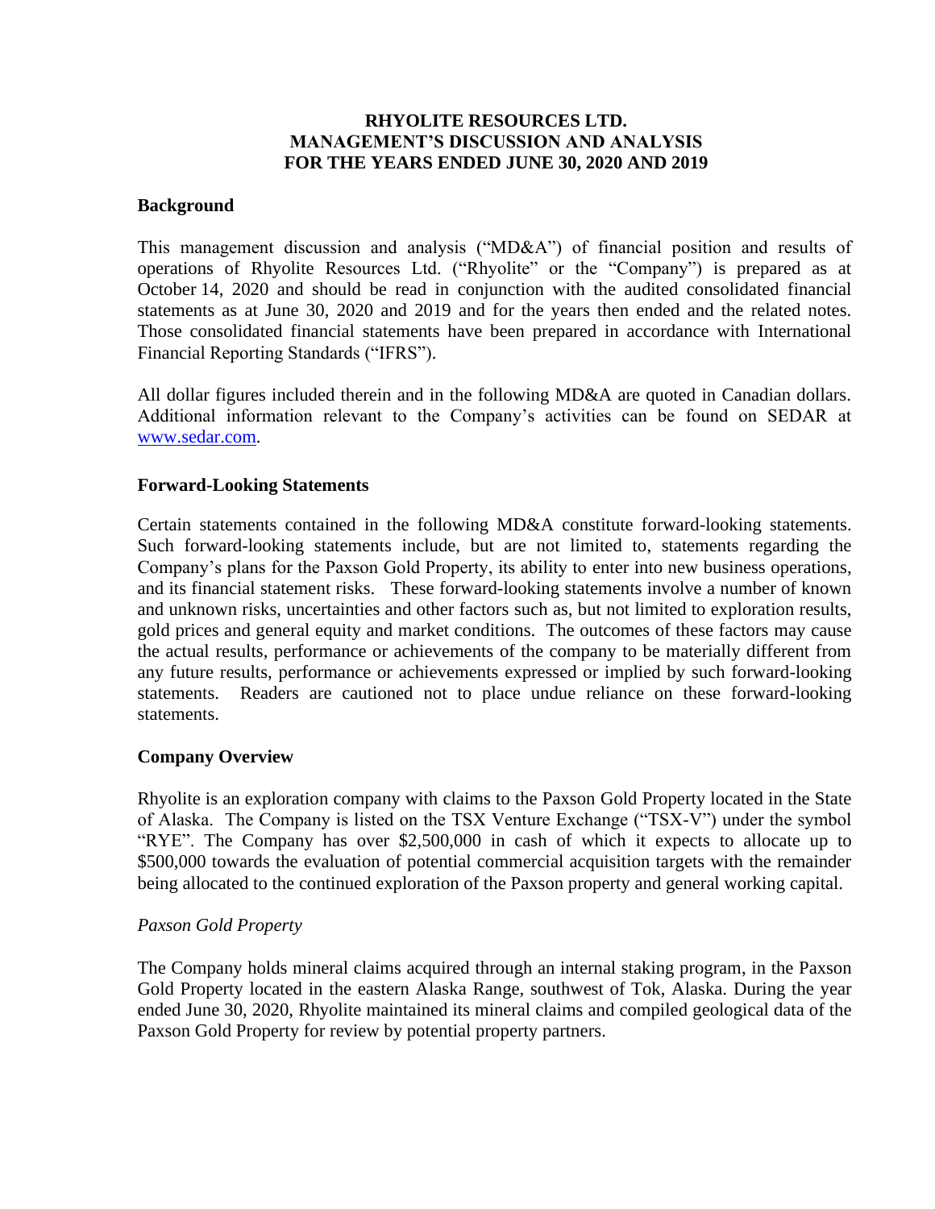# RHYOLITE RESOURCES LTD.
# MANAGEMENT'S DISCUSSION AND ANALYSIS
# FOR THE YEARS ENDED JUNE 30, 2020 AND 2019

## Background

This management discussion and analysis ("MD&A") of financial position and results of operations of Rhyolite Resources Ltd. ("Rhyolite" or the "Company") is prepared as at October 14, 2020 and should be read in conjunction with the audited consolidated financial statements as at June 30, 2020 and 2019 and for the years then ended and the related notes. Those consolidated financial statements have been prepared in accordance with International Financial Reporting Standards ("IFRS").

All dollar figures included therein and in the following MD&A are quoted in Canadian dollars. Additional information relevant to the Company's activities can be found on SEDAR at www.sedar.com.

## Forward-Looking Statements

Certain statements contained in the following MD&A constitute forward-looking statements. Such forward-looking statements include, but are not limited to, statements regarding the Company's plans for the Paxson Gold Property, its ability to enter into new business operations, and its financial statement risks. These forward-looking statements involve a number of known and unknown risks, uncertainties and other factors such as, but not limited to exploration results, gold prices and general equity and market conditions. The outcomes of these factors may cause the actual results, performance or achievements of the company to be materially different from any future results, performance or achievements expressed or implied by such forward-looking statements. Readers are cautioned not to place undue reliance on these forward-looking statements.

## Company Overview

Rhyolite is an exploration company with claims to the Paxson Gold Property located in the State of Alaska. The Company is listed on the TSX Venture Exchange ("TSX-V") under the symbol "RYE". The Company has over $2,500,000 in cash of which it expects to allocate up to $500,000 towards the evaluation of potential commercial acquisition targets with the remainder being allocated to the continued exploration of the Paxson property and general working capital.

### *Paxson Gold Property*

The Company holds mineral claims acquired through an internal staking program, in the Paxson Gold Property located in the eastern Alaska Range, southwest of Tok, Alaska. During the year ended June 30, 2020, Rhyolite maintained its mineral claims and compiled geological data of the Paxson Gold Property for review by potential property partners.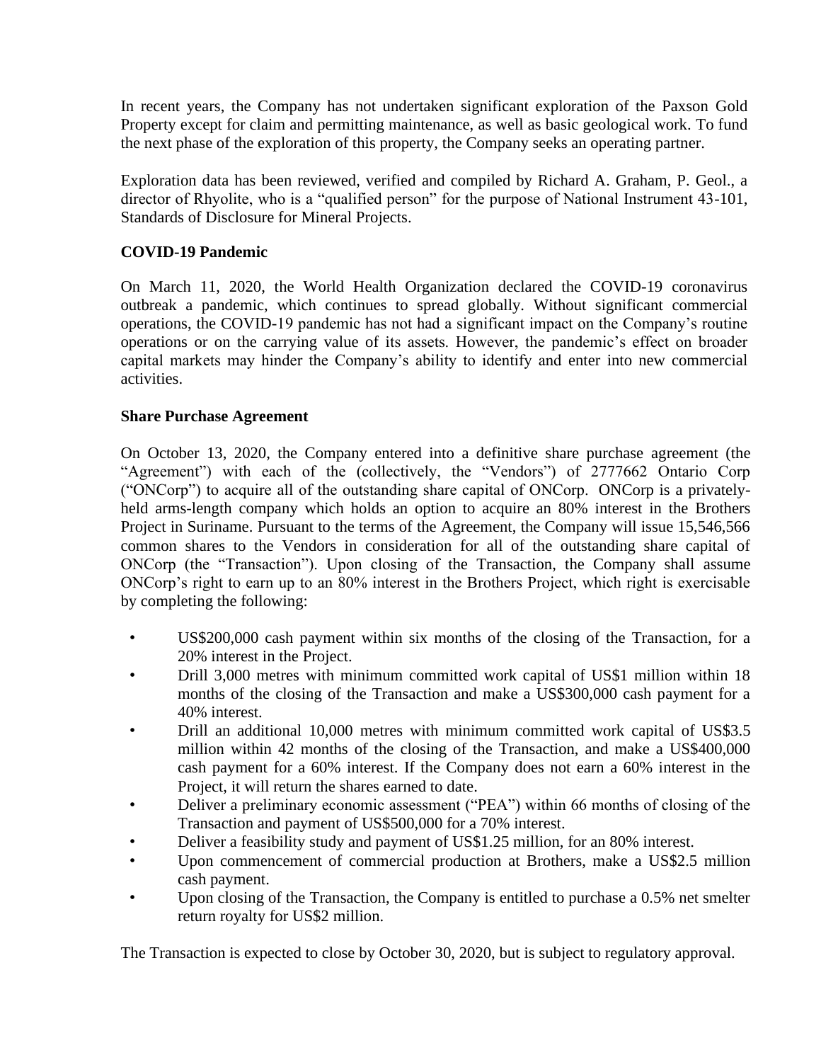In recent years, the Company has not undertaken significant exploration of the Paxson Gold Property except for claim and permitting maintenance, as well as basic geological work. To fund the next phase of the exploration of this property, the Company seeks an operating partner.

Exploration data has been reviewed, verified and compiled by Richard A. Graham, P. Geol., a director of Rhyolite, who is a "qualified person" for the purpose of National Instrument 43-101, Standards of Disclosure for Mineral Projects.

**COVID-19 Pandemic**

On March 11, 2020, the World Health Organization declared the COVID-19 coronavirus outbreak a pandemic, which continues to spread globally. Without significant commercial operations, the COVID-19 pandemic has not had a significant impact on the Company's routine operations or on the carrying value of its assets. However, the pandemic's effect on broader capital markets may hinder the Company's ability to identify and enter into new commercial activities.

**Share Purchase Agreement**

On October 13, 2020, the Company entered into a definitive share purchase agreement (the "Agreement") with each of the (collectively, the "Vendors") of 2777662 Ontario Corp ("ONCorp") to acquire all of the outstanding share capital of ONCorp. ONCorp is a privately-held arms-length company which holds an option to acquire an 80% interest in the Brothers Project in Suriname. Pursuant to the terms of the Agreement, the Company will issue 15,546,566 common shares to the Vendors in consideration for all of the outstanding share capital of ONCorp (the "Transaction"). Upon closing of the Transaction, the Company shall assume ONCorp's right to earn up to an 80% interest in the Brothers Project, which right is exercisable by completing the following:

- US$200,000 cash payment within six months of the closing of the Transaction, for a 20% interest in the Project.
- Drill 3,000 metres with minimum committed work capital of US$1 million within 18 months of the closing of the Transaction and make a US$300,000 cash payment for a 40% interest.
- Drill an additional 10,000 metres with minimum committed work capital of US$3.5 million within 42 months of the closing of the Transaction, and make a US$400,000 cash payment for a 60% interest. If the Company does not earn a 60% interest in the Project, it will return the shares earned to date.
- Deliver a preliminary economic assessment ("PEA") within 66 months of closing of the Transaction and payment of US$500,000 for a 70% interest.
- Deliver a feasibility study and payment of US$1.25 million, for an 80% interest.
- Upon commencement of commercial production at Brothers, make a US$2.5 million cash payment.
- Upon closing of the Transaction, the Company is entitled to purchase a 0.5% net smelter return royalty for US$2 million.

The Transaction is expected to close by October 30, 2020, but is subject to regulatory approval.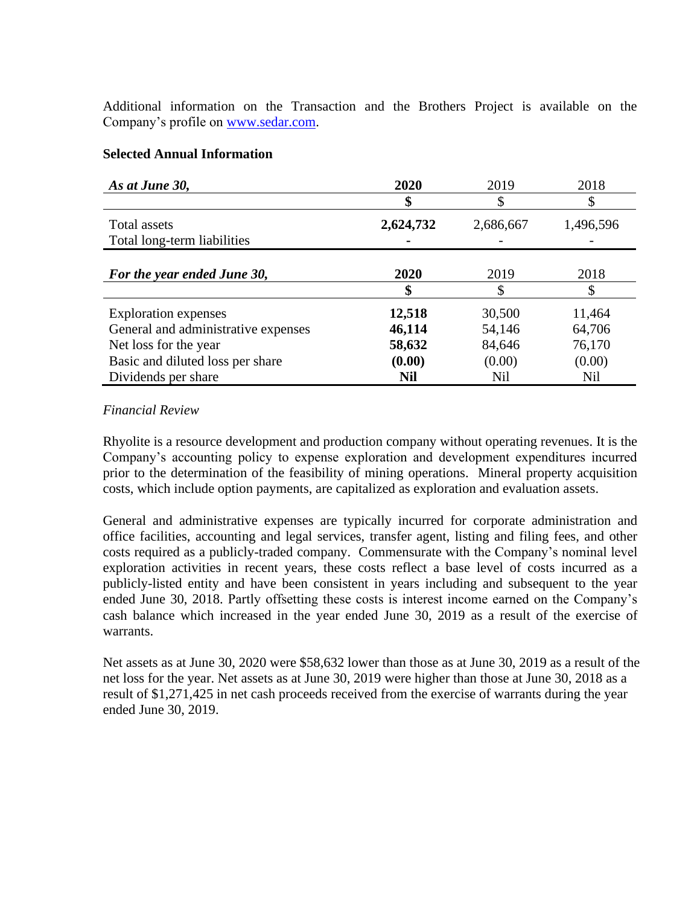Additional information on the Transaction and the Brothers Project is available on the Company's profile on [www.sedar.com](http://www.sedar.com).

**Selected Annual Information**

| ***As at June 30,*** | **2020** | 2019 | 2018 |
|---|---|---|---|
| | **$** | $ | $ |
| Total assets | **2,624,732** | 2,686,667 | 1,496,596 |
| Total long-term liabilities | **-** | - | - |

| ***For the year ended June 30,*** | **2020** | 2019 | 2018 |
|---|---|---|---|
| | **$** | $ | $ |
| Exploration expenses | **12,518** | 30,500 | 11,464 |
| General and administrative expenses | **46,114** | 54,146 | 64,706 |
| Net loss for the year | **58,632** | 84,646 | 76,170 |
| Basic and diluted loss per share | **(0.00)** | (0.00) | (0.00) |
| Dividends per share | **Nil** | Nil | Nil |

*Financial Review*

Rhyolite is a resource development and production company without operating revenues. It is the Company's accounting policy to expense exploration and development expenditures incurred prior to the determination of the feasibility of mining operations. Mineral property acquisition costs, which include option payments, are capitalized as exploration and evaluation assets.

General and administrative expenses are typically incurred for corporate administration and office facilities, accounting and legal services, transfer agent, listing and filing fees, and other costs required as a publicly-traded company. Commensurate with the Company's nominal level exploration activities in recent years, these costs reflect a base level of costs incurred as a publicly-listed entity and have been consistent in years including and subsequent to the year ended June 30, 2018. Partly offsetting these costs is interest income earned on the Company's cash balance which increased in the year ended June 30, 2019 as a result of the exercise of warrants.

Net assets as at June 30, 2020 were $58,632 lower than those as at June 30, 2019 as a result of the net loss for the year. Net assets as at June 30, 2019 were higher than those at June 30, 2018 as a result of $1,271,425 in net cash proceeds received from the exercise of warrants during the year ended June 30, 2019.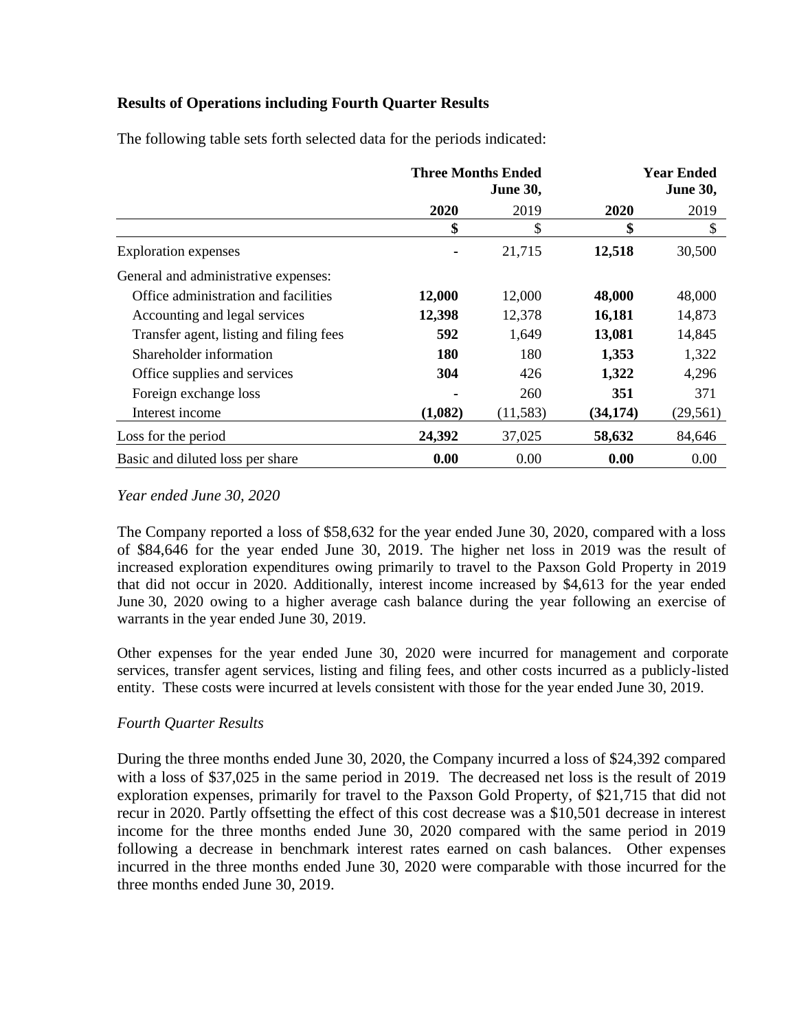### Results of Operations including Fourth Quarter Results

The following table sets forth selected data for the periods indicated:

| | Three Months Ended June 30, | | Year Ended June 30, | |
|---|---|---|---|---|
| | **2020** | 2019 | **2020** | 2019 |
| | **$** | $ | **$** | $ |
| Exploration expenses | **-** | 21,715 | **12,518** | 30,500 |
| General and administrative expenses: | | | | |
| Office administration and facilities | **12,000** | 12,000 | **48,000** | 48,000 |
| Accounting and legal services | **12,398** | 12,378 | **16,181** | 14,873 |
| Transfer agent, listing and filing fees | **592** | 1,649 | **13,081** | 14,845 |
| Shareholder information | **180** | 180 | **1,353** | 1,322 |
| Office supplies and services | **304** | 426 | **1,322** | 4,296 |
| Foreign exchange loss | **-** | 260 | **351** | 371 |
| Interest income | **(1,082)** | (11,583) | **(34,174)** | (29,561) |
| Loss for the period | **24,392** | 37,025 | **58,632** | 84,646 |
| Basic and diluted loss per share | **0.00** | 0.00 | **0.00** | 0.00 |

*Year ended June 30, 2020*

The Company reported a loss of $58,632 for the year ended June 30, 2020, compared with a loss of $84,646 for the year ended June 30, 2019. The higher net loss in 2019 was the result of increased exploration expenditures owing primarily to travel to the Paxson Gold Property in 2019 that did not occur in 2020. Additionally, interest income increased by $4,613 for the year ended June 30, 2020 owing to a higher average cash balance during the year following an exercise of warrants in the year ended June 30, 2019.

Other expenses for the year ended June 30, 2020 were incurred for management and corporate services, transfer agent services, listing and filing fees, and other costs incurred as a publicly-listed entity. These costs were incurred at levels consistent with those for the year ended June 30, 2019.

*Fourth Quarter Results*

During the three months ended June 30, 2020, the Company incurred a loss of $24,392 compared with a loss of $37,025 in the same period in 2019. The decreased net loss is the result of 2019 exploration expenses, primarily for travel to the Paxson Gold Property, of $21,715 that did not recur in 2020. Partly offsetting the effect of this cost decrease was a $10,501 decrease in interest income for the three months ended June 30, 2020 compared with the same period in 2019 following a decrease in benchmark interest rates earned on cash balances. Other expenses incurred in the three months ended June 30, 2020 were comparable with those incurred for the three months ended June 30, 2019.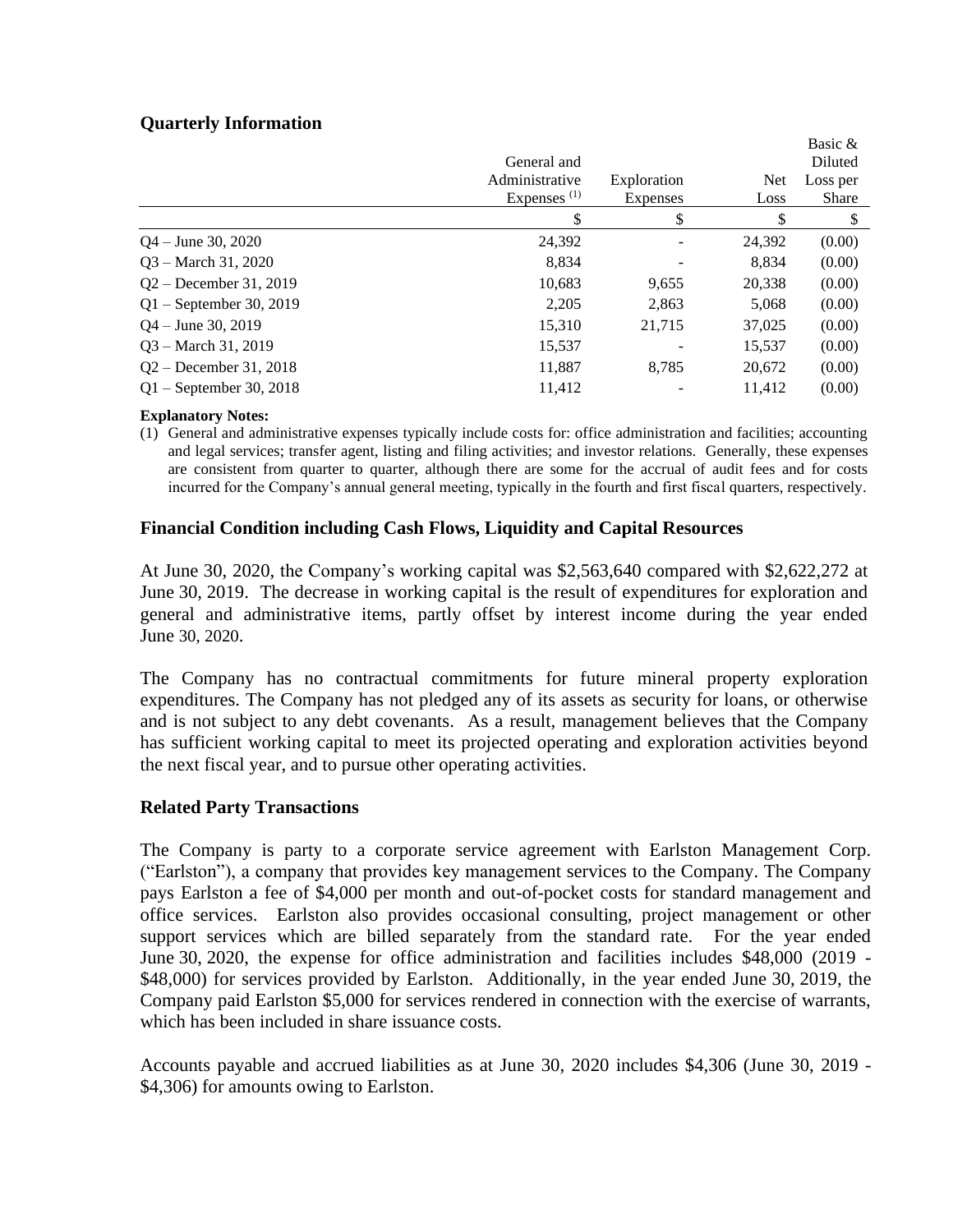### Quarterly Information

| | General and Administrative Expenses [(1)] | Exploration Expenses | Net Loss | Basic & Diluted Loss per Share |
|---|---|---|---|---|
| | $ | $ | $ | $ |
| Q4 – June 30, 2020 | 24,392 | - | 24,392 | (0.00) |
| Q3 – March 31, 2020 | 8,834 | - | 8,834 | (0.00) |
| Q2 – December 31, 2019 | 10,683 | 9,655 | 20,338 | (0.00) |
| Q1 – September 30, 2019 | 2,205 | 2,863 | 5,068 | (0.00) |
| Q4 – June 30, 2019 | 15,310 | 21,715 | 37,025 | (0.00) |
| Q3 – March 31, 2019 | 15,537 | - | 15,537 | (0.00) |
| Q2 – December 31, 2018 | 11,887 | 8,785 | 20,672 | (0.00) |
| Q1 – September 30, 2018 | 11,412 | - | 11,412 | (0.00) |

**Explanatory Notes:**

(1) General and administrative expenses typically include costs for: office administration and facilities; accounting and legal services; transfer agent, listing and filing activities; and investor relations. Generally, these expenses are consistent from quarter to quarter, although there are some for the accrual of audit fees and for costs incurred for the Company's annual general meeting, typically in the fourth and first fiscal quarters, respectively.

### Financial Condition including Cash Flows, Liquidity and Capital Resources

At June 30, 2020, the Company's working capital was $2,563,640 compared with $2,622,272 at June 30, 2019. The decrease in working capital is the result of expenditures for exploration and general and administrative items, partly offset by interest income during the year ended June 30, 2020.

The Company has no contractual commitments for future mineral property exploration expenditures. The Company has not pledged any of its assets as security for loans, or otherwise and is not subject to any debt covenants. As a result, management believes that the Company has sufficient working capital to meet its projected operating and exploration activities beyond the next fiscal year, and to pursue other operating activities.

### Related Party Transactions

The Company is party to a corporate service agreement with Earlston Management Corp. ("Earlston"), a company that provides key management services to the Company. The Company pays Earlston a fee of $4,000 per month and out-of-pocket costs for standard management and office services. Earlston also provides occasional consulting, project management or other support services which are billed separately from the standard rate. For the year ended June 30, 2020, the expense for office administration and facilities includes $48,000 (2019 - $48,000) for services provided by Earlston. Additionally, in the year ended June 30, 2019, the Company paid Earlston $5,000 for services rendered in connection with the exercise of warrants, which has been included in share issuance costs.

Accounts payable and accrued liabilities as at June 30, 2020 includes $4,306 (June 30, 2019 - $4,306) for amounts owing to Earlston.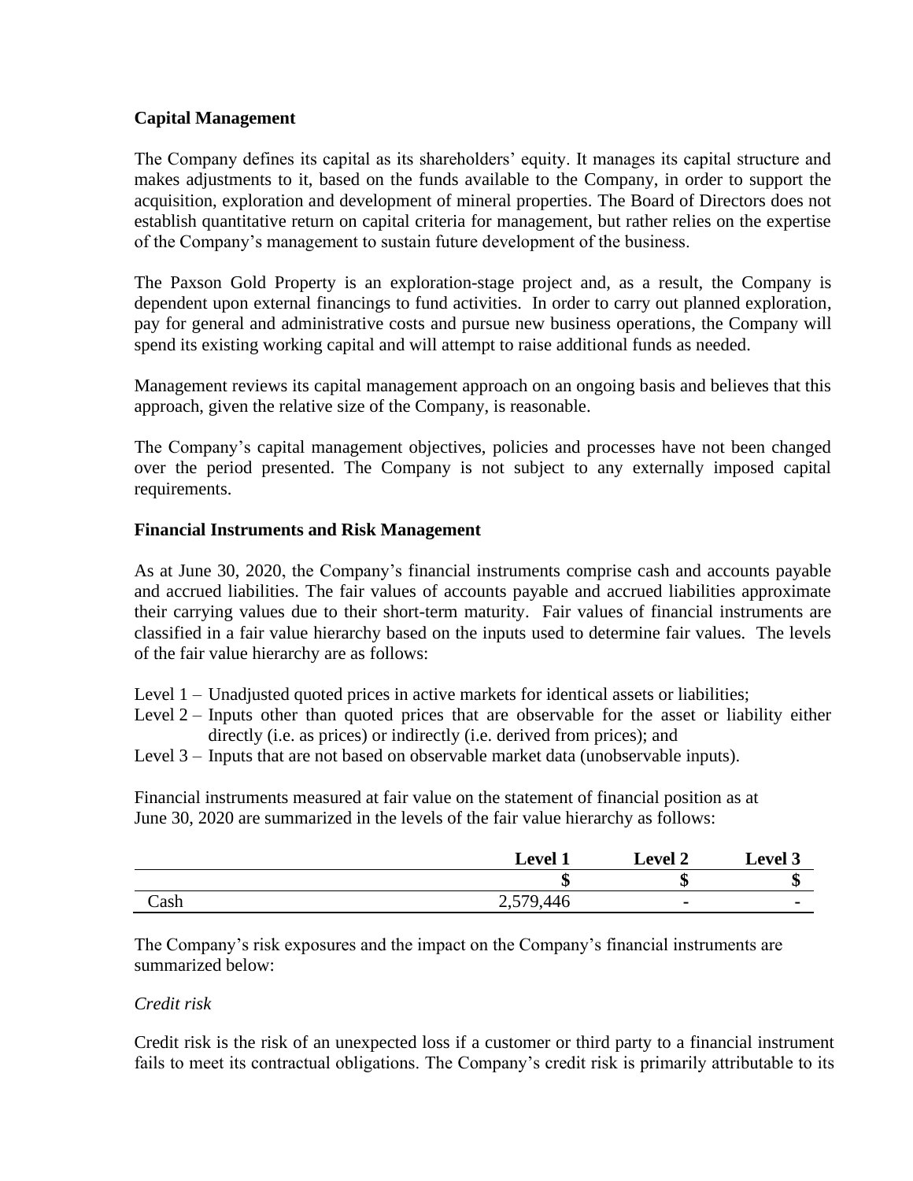**Capital Management**

The Company defines its capital as its shareholders' equity. It manages its capital structure and makes adjustments to it, based on the funds available to the Company, in order to support the acquisition, exploration and development of mineral properties. The Board of Directors does not establish quantitative return on capital criteria for management, but rather relies on the expertise of the Company's management to sustain future development of the business.

The Paxson Gold Property is an exploration-stage project and, as a result, the Company is dependent upon external financings to fund activities. In order to carry out planned exploration, pay for general and administrative costs and pursue new business operations, the Company will spend its existing working capital and will attempt to raise additional funds as needed.

Management reviews its capital management approach on an ongoing basis and believes that this approach, given the relative size of the Company, is reasonable.

The Company's capital management objectives, policies and processes have not been changed over the period presented. The Company is not subject to any externally imposed capital requirements.

**Financial Instruments and Risk Management**

As at June 30, 2020, the Company's financial instruments comprise cash and accounts payable and accrued liabilities. The fair values of accounts payable and accrued liabilities approximate their carrying values due to their short-term maturity. Fair values of financial instruments are classified in a fair value hierarchy based on the inputs used to determine fair values. The levels of the fair value hierarchy are as follows:

Level 1 – Unadjusted quoted prices in active markets for identical assets or liabilities;
Level 2 – Inputs other than quoted prices that are observable for the asset or liability either directly (i.e. as prices) or indirectly (i.e. derived from prices); and
Level 3 – Inputs that are not based on observable market data (unobservable inputs).

Financial instruments measured at fair value on the statement of financial position as at June 30, 2020 are summarized in the levels of the fair value hierarchy as follows:

| | Level 1 | Level 2 | Level 3 |
|---|---|---|---|
| | $ | $ | $ |
| Cash | 2,579,446 | - | - |

The Company's risk exposures and the impact on the Company's financial instruments are summarized below:

*Credit risk*

Credit risk is the risk of an unexpected loss if a customer or third party to a financial instrument fails to meet its contractual obligations. The Company's credit risk is primarily attributable to its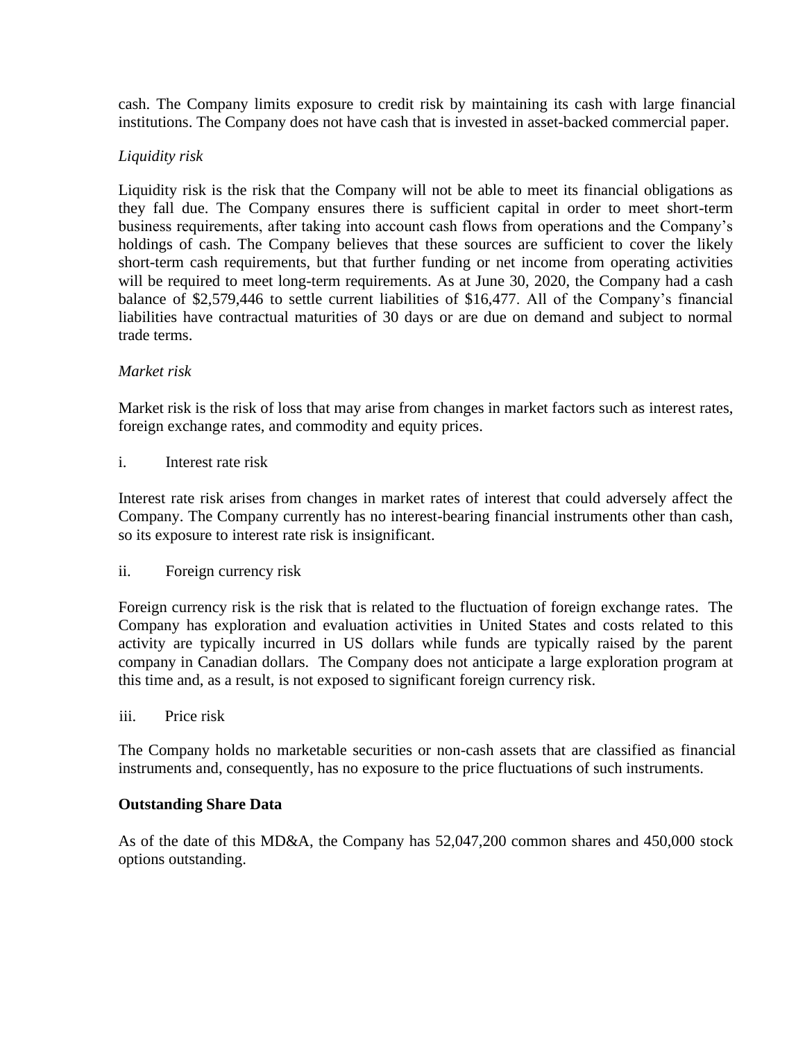cash. The Company limits exposure to credit risk by maintaining its cash with large financial institutions. The Company does not have cash that is invested in asset-backed commercial paper.

*Liquidity risk*

Liquidity risk is the risk that the Company will not be able to meet its financial obligations as they fall due. The Company ensures there is sufficient capital in order to meet short-term business requirements, after taking into account cash flows from operations and the Company's holdings of cash. The Company believes that these sources are sufficient to cover the likely short-term cash requirements, but that further funding or net income from operating activities will be required to meet long-term requirements. As at June 30, 2020, the Company had a cash balance of $2,579,446 to settle current liabilities of $16,477. All of the Company's financial liabilities have contractual maturities of 30 days or are due on demand and subject to normal trade terms.

*Market risk*

Market risk is the risk of loss that may arise from changes in market factors such as interest rates, foreign exchange rates, and commodity and equity prices.

i. Interest rate risk

Interest rate risk arises from changes in market rates of interest that could adversely affect the Company. The Company currently has no interest-bearing financial instruments other than cash, so its exposure to interest rate risk is insignificant.

ii. Foreign currency risk

Foreign currency risk is the risk that is related to the fluctuation of foreign exchange rates. The Company has exploration and evaluation activities in United States and costs related to this activity are typically incurred in US dollars while funds are typically raised by the parent company in Canadian dollars. The Company does not anticipate a large exploration program at this time and, as a result, is not exposed to significant foreign currency risk.

iii. Price risk

The Company holds no marketable securities or non-cash assets that are classified as financial instruments and, consequently, has no exposure to the price fluctuations of such instruments.

**Outstanding Share Data**

As of the date of this MD&A, the Company has 52,047,200 common shares and 450,000 stock options outstanding.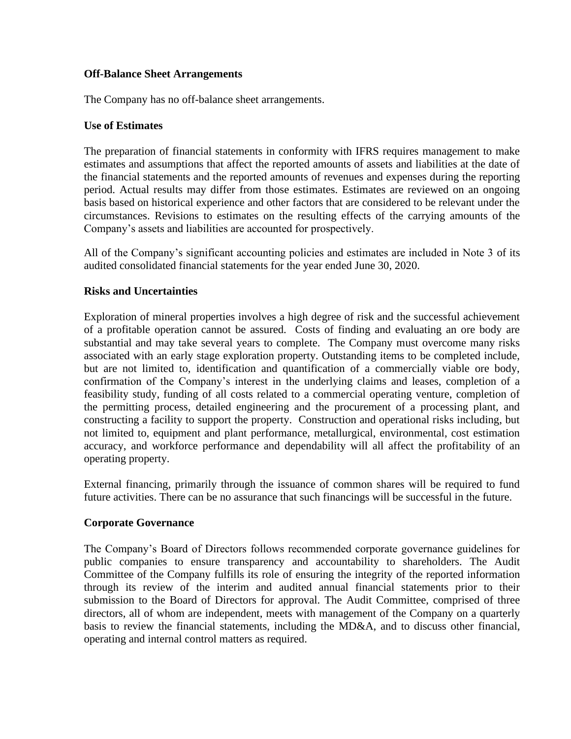## Off-Balance Sheet Arrangements

The Company has no off-balance sheet arrangements.

## Use of Estimates

The preparation of financial statements in conformity with IFRS requires management to make estimates and assumptions that affect the reported amounts of assets and liabilities at the date of the financial statements and the reported amounts of revenues and expenses during the reporting period. Actual results may differ from those estimates. Estimates are reviewed on an ongoing basis based on historical experience and other factors that are considered to be relevant under the circumstances. Revisions to estimates on the resulting effects of the carrying amounts of the Company's assets and liabilities are accounted for prospectively.

All of the Company's significant accounting policies and estimates are included in Note 3 of its audited consolidated financial statements for the year ended June 30, 2020.

## Risks and Uncertainties

Exploration of mineral properties involves a high degree of risk and the successful achievement of a profitable operation cannot be assured. Costs of finding and evaluating an ore body are substantial and may take several years to complete. The Company must overcome many risks associated with an early stage exploration property. Outstanding items to be completed include, but are not limited to, identification and quantification of a commercially viable ore body, confirmation of the Company's interest in the underlying claims and leases, completion of a feasibility study, funding of all costs related to a commercial operating venture, completion of the permitting process, detailed engineering and the procurement of a processing plant, and constructing a facility to support the property. Construction and operational risks including, but not limited to, equipment and plant performance, metallurgical, environmental, cost estimation accuracy, and workforce performance and dependability will all affect the profitability of an operating property.

External financing, primarily through the issuance of common shares will be required to fund future activities. There can be no assurance that such financings will be successful in the future.

## Corporate Governance

The Company's Board of Directors follows recommended corporate governance guidelines for public companies to ensure transparency and accountability to shareholders. The Audit Committee of the Company fulfills its role of ensuring the integrity of the reported information through its review of the interim and audited annual financial statements prior to their submission to the Board of Directors for approval. The Audit Committee, comprised of three directors, all of whom are independent, meets with management of the Company on a quarterly basis to review the financial statements, including the MD&A, and to discuss other financial, operating and internal control matters as required.